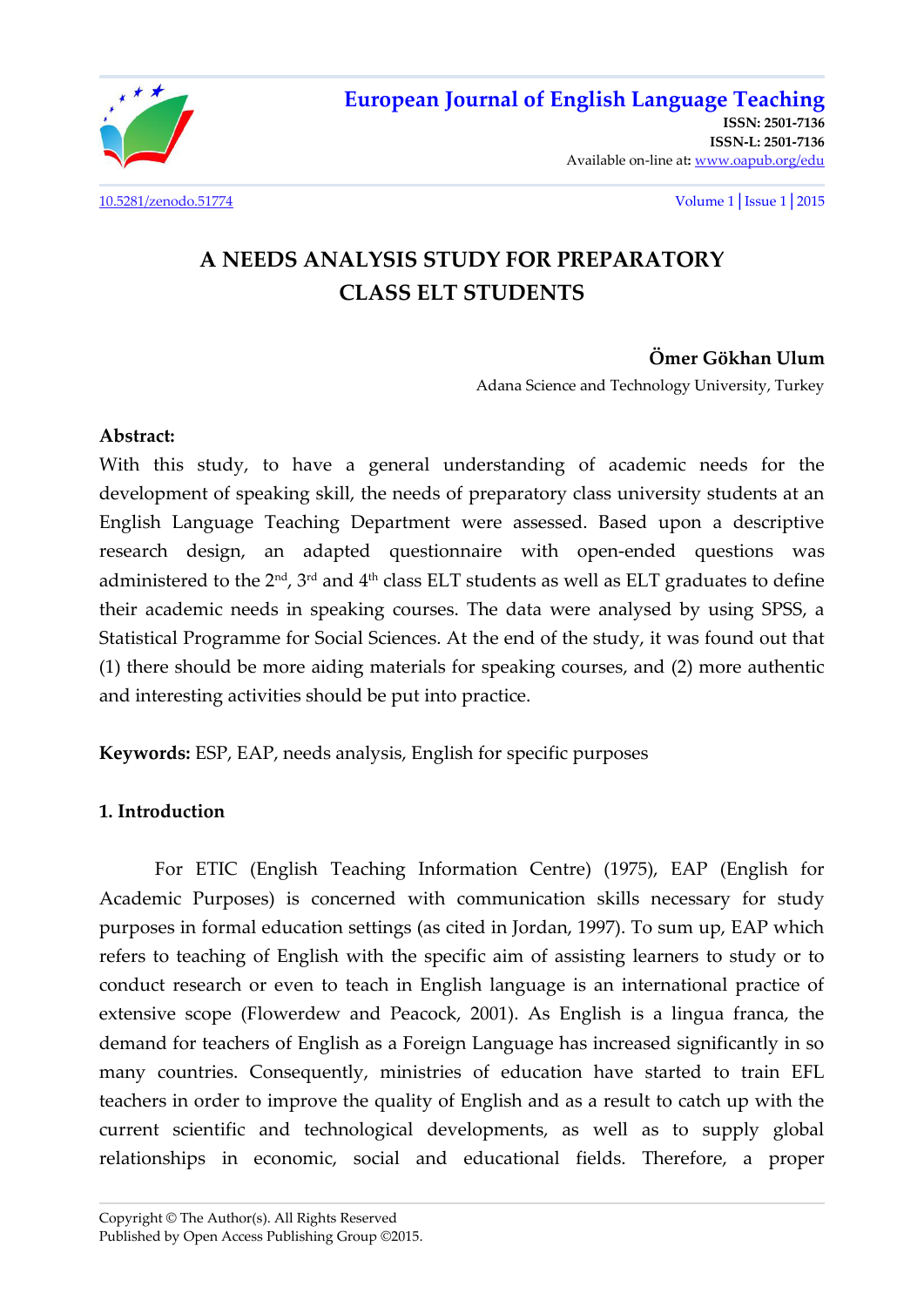# A NEEDS ANALYSIS STUDY FOR PREPARATORY CLASS ELT STUDENTS

**Ömer Gökhan Ulum**

Adana Science and Technology University, Turkey

**Abstract:**

With this study, to have a general understanding of academic needs for the development of speaking skill, the needs of preparatory class university students at an English Language Teaching Department were assessed. Based upon a descriptive research design, an adapted questionnaire with open-ended questions was administered to the 2nd, 3rd and 4th class ELT students as well as ELT graduates to define their academic needs in speaking courses. The data were analysed by using SPSS, a Statistical Programme for Social Sciences. At the end of the study, it was found out that (1) there should be more aiding materials for speaking courses, and (2) more authentic and interesting activities should be put into practice.

**Keywords:** ESP, EAP, needs analysis, English for specific purposes

## 1. Introduction

For ETIC (English Teaching Information Centre) (1975), EAP (English for Academic Purposes) is concerned with communication skills necessary for study purposes in formal education settings (as cited in Jordan, 1997). To sum up, EAP which refers to teaching of English with the specific aim of assisting learners to study or to conduct research or even to teach in English language is an international practice of extensive scope (Flowerdew and Peacock, 2001). As English is a lingua franca, the demand for teachers of English as a Foreign Language has increased significantly in so many countries. Consequently, ministries of education have started to train EFL teachers in order to improve the quality of English and as a result to catch up with the current scientific and technological developments, as well as to supply global relationships in economic, social and educational fields. Therefore, a proper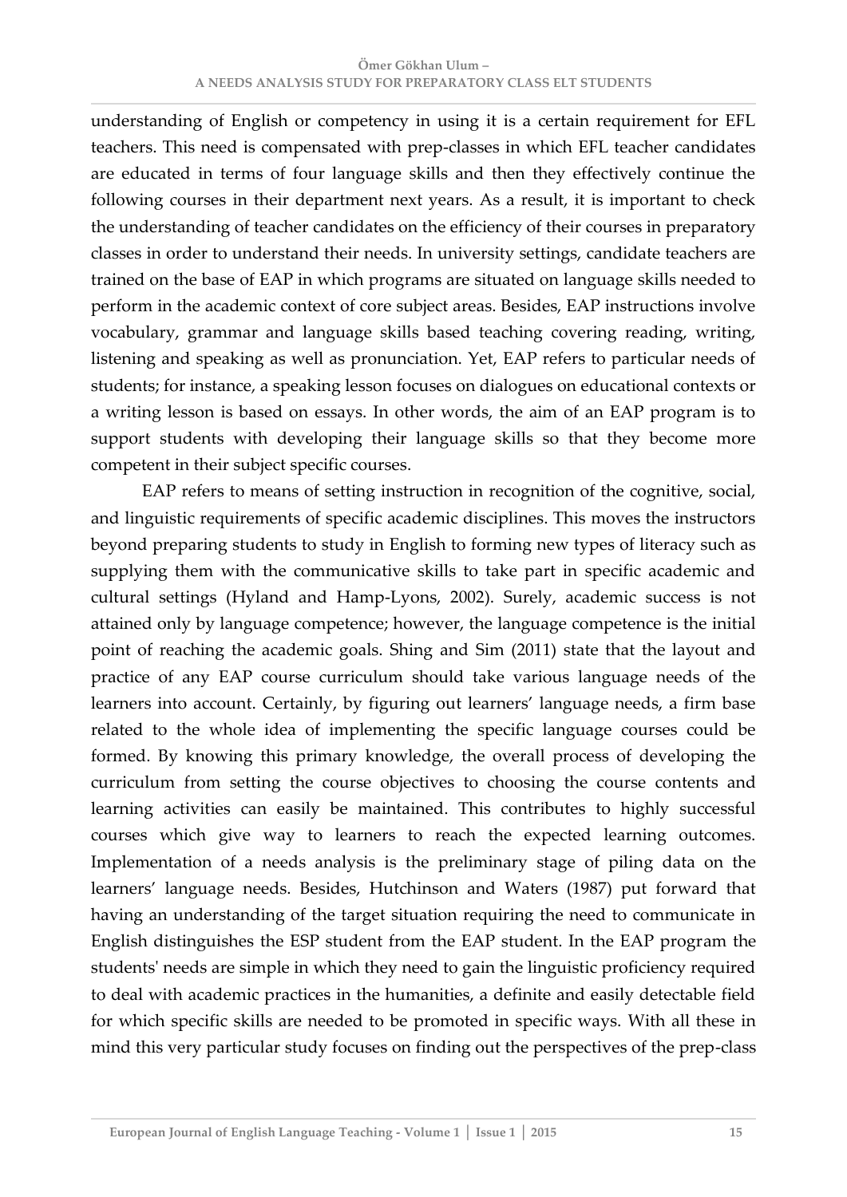understanding of English or competency in using it is a certain requirement for EFL teachers. This need is compensated with prep-classes in which EFL teacher candidates are educated in terms of four language skills and then they effectively continue the following courses in their department next years. As a result, it is important to check the understanding of teacher candidates on the efficiency of their courses in preparatory classes in order to understand their needs. In university settings, candidate teachers are trained on the base of EAP in which programs are situated on language skills needed to perform in the academic context of core subject areas. Besides, EAP instructions involve vocabulary, grammar and language skills based teaching covering reading, writing, listening and speaking as well as pronunciation. Yet, EAP refers to particular needs of students; for instance, a speaking lesson focuses on dialogues on educational contexts or a writing lesson is based on essays. In other words, the aim of an EAP program is to support students with developing their language skills so that they become more competent in their subject specific courses.

EAP refers to means of setting instruction in recognition of the cognitive, social, and linguistic requirements of specific academic disciplines. This moves the instructors beyond preparing students to study in English to forming new types of literacy such as supplying them with the communicative skills to take part in specific academic and cultural settings (Hyland and Hamp-Lyons, 2002). Surely, academic success is not attained only by language competence; however, the language competence is the initial point of reaching the academic goals. Shing and Sim (2011) state that the layout and practice of any EAP course curriculum should take various language needs of the learners into account. Certainly, by figuring out learners' language needs, a firm base related to the whole idea of implementing the specific language courses could be formed. By knowing this primary knowledge, the overall process of developing the curriculum from setting the course objectives to choosing the course contents and learning activities can easily be maintained. This contributes to highly successful courses which give way to learners to reach the expected learning outcomes. Implementation of a needs analysis is the preliminary stage of piling data on the learners' language needs. Besides, Hutchinson and Waters (1987) put forward that having an understanding of the target situation requiring the need to communicate in English distinguishes the ESP student from the EAP student. In the EAP program the students' needs are simple in which they need to gain the linguistic proficiency required to deal with academic practices in the humanities, a definite and easily detectable field for which specific skills are needed to be promoted in specific ways. With all these in mind this very particular study focuses on finding out the perspectives of the prep-class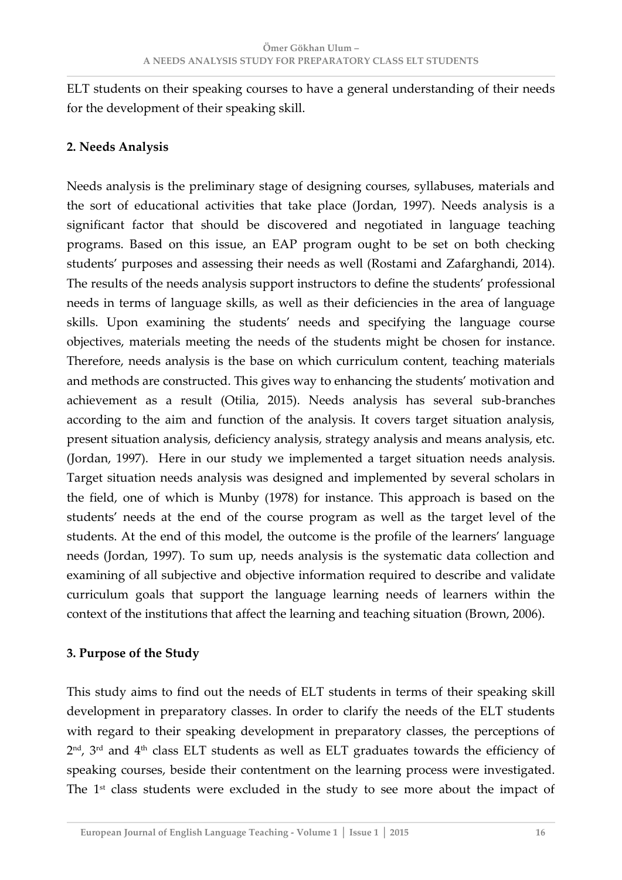ELT students on their speaking courses to have a general understanding of their needs for the development of their speaking skill.

## 2. Needs Analysis

Needs analysis is the preliminary stage of designing courses, syllabuses, materials and the sort of educational activities that take place (Jordan, 1997). Needs analysis is a significant factor that should be discovered and negotiated in language teaching programs. Based on this issue, an EAP program ought to be set on both checking students' purposes and assessing their needs as well (Rostami and Zafarghandi, 2014). The results of the needs analysis support instructors to define the students' professional needs in terms of language skills, as well as their deficiencies in the area of language skills. Upon examining the students' needs and specifying the language course objectives, materials meeting the needs of the students might be chosen for instance. Therefore, needs analysis is the base on which curriculum content, teaching materials and methods are constructed. This gives way to enhancing the students' motivation and achievement as a result (Otilia, 2015). Needs analysis has several sub-branches according to the aim and function of the analysis. It covers target situation analysis, present situation analysis, deficiency analysis, strategy analysis and means analysis, etc. (Jordan, 1997). Here in our study we implemented a target situation needs analysis. Target situation needs analysis was designed and implemented by several scholars in the field, one of which is Munby (1978) for instance. This approach is based on the students' needs at the end of the course program as well as the target level of the students. At the end of this model, the outcome is the profile of the learners' language needs (Jordan, 1997). To sum up, needs analysis is the systematic data collection and examining of all subjective and objective information required to describe and validate curriculum goals that support the language learning needs of learners within the context of the institutions that affect the learning and teaching situation (Brown, 2006).

## 3. Purpose of the Study

This study aims to find out the needs of ELT students in terms of their speaking skill development in preparatory classes. In order to clarify the needs of the ELT students with regard to their speaking development in preparatory classes, the perceptions of 2nd, 3rd and 4th class ELT students as well as ELT graduates towards the efficiency of speaking courses, beside their contentment on the learning process were investigated. The 1st class students were excluded in the study to see more about the impact of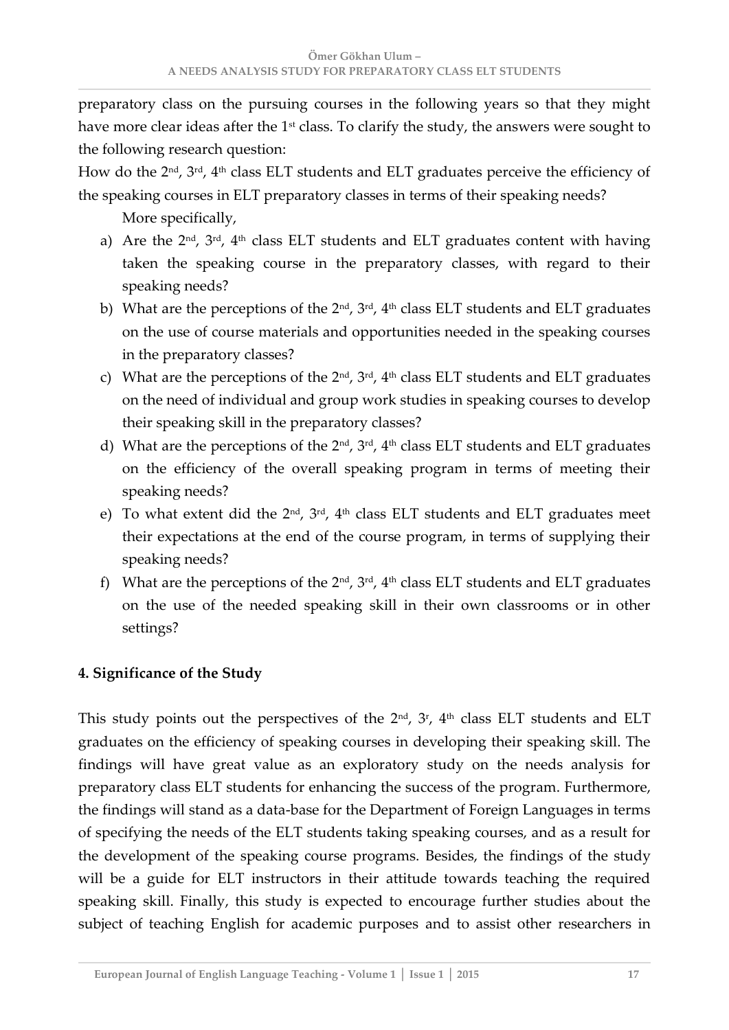preparatory class on the pursuing courses in the following years so that they might have more clear ideas after the 1st class. To clarify the study, the answers were sought to the following research question:

How do the 2nd, 3rd, 4th class ELT students and ELT graduates perceive the efficiency of the speaking courses in ELT preparatory classes in terms of their speaking needs?

More specifically,

a) Are the 2nd, 3rd, 4th class ELT students and ELT graduates content with having taken the speaking course in the preparatory classes, with regard to their speaking needs?
b) What are the perceptions of the 2nd, 3rd, 4th class ELT students and ELT graduates on the use of course materials and opportunities needed in the speaking courses in the preparatory classes?
c) What are the perceptions of the 2nd, 3rd, 4th class ELT students and ELT graduates on the need of individual and group work studies in speaking courses to develop their speaking skill in the preparatory classes?
d) What are the perceptions of the 2nd, 3rd, 4th class ELT students and ELT graduates on the efficiency of the overall speaking program in terms of meeting their speaking needs?
e) To what extent did the 2nd, 3rd, 4th class ELT students and ELT graduates meet their expectations at the end of the course program, in terms of supplying their speaking needs?
f) What are the perceptions of the 2nd, 3rd, 4th class ELT students and ELT graduates on the use of the needed speaking skill in their own classrooms or in other settings?

## 4. Significance of the Study

This study points out the perspectives of the 2nd, 3r, 4th class ELT students and ELT graduates on the efficiency of speaking courses in developing their speaking skill. The findings will have great value as an exploratory study on the needs analysis for preparatory class ELT students for enhancing the success of the program. Furthermore, the findings will stand as a data-base for the Department of Foreign Languages in terms of specifying the needs of the ELT students taking speaking courses, and as a result for the development of the speaking course programs. Besides, the findings of the study will be a guide for ELT instructors in their attitude towards teaching the required speaking skill. Finally, this study is expected to encourage further studies about the subject of teaching English for academic purposes and to assist other researchers in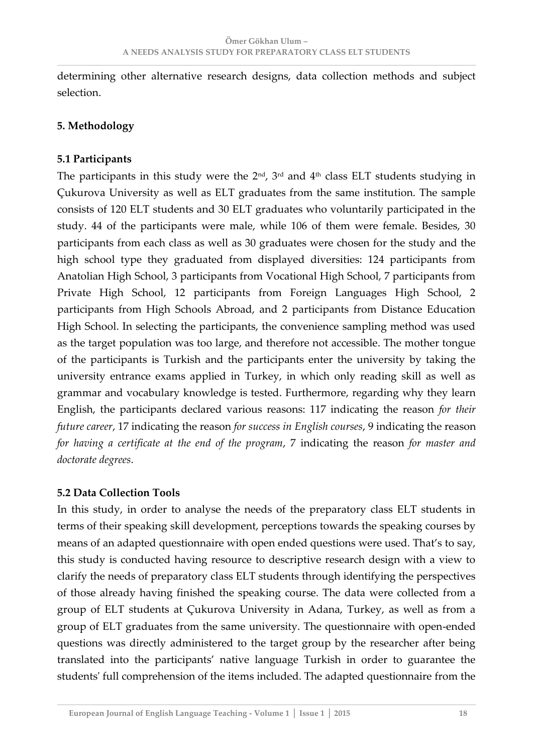determining other alternative research designs, data collection methods and subject selection.

## 5. Methodology

### 5.1 Participants

The participants in this study were the 2nd, 3rd and 4th class ELT students studying in Çukurova University as well as ELT graduates from the same institution. The sample consists of 120 ELT students and 30 ELT graduates who voluntarily participated in the study. 44 of the participants were male, while 106 of them were female. Besides, 30 participants from each class as well as 30 graduates were chosen for the study and the high school type they graduated from displayed diversities: 124 participants from Anatolian High School, 3 participants from Vocational High School, 7 participants from Private High School, 12 participants from Foreign Languages High School, 2 participants from High Schools Abroad, and 2 participants from Distance Education High School. In selecting the participants, the convenience sampling method was used as the target population was too large, and therefore not accessible. The mother tongue of the participants is Turkish and the participants enter the university by taking the university entrance exams applied in Turkey, in which only reading skill as well as grammar and vocabulary knowledge is tested. Furthermore, regarding why they learn English, the participants declared various reasons: 117 indicating the reason *for their future career*, 17 indicating the reason *for success in English courses*, 9 indicating the reason *for having a certificate at the end of the program*, 7 indicating the reason *for master and doctorate degrees*.

### 5.2 Data Collection Tools

In this study, in order to analyse the needs of the preparatory class ELT students in terms of their speaking skill development, perceptions towards the speaking courses by means of an adapted questionnaire with open ended questions were used. That's to say, this study is conducted having resource to descriptive research design with a view to clarify the needs of preparatory class ELT students through identifying the perspectives of those already having finished the speaking course. The data were collected from a group of ELT students at Çukurova University in Adana, Turkey, as well as from a group of ELT graduates from the same university. The questionnaire with open-ended questions was directly administered to the target group by the researcher after being translated into the participants' native language Turkish in order to guarantee the students' full comprehension of the items included. The adapted questionnaire from the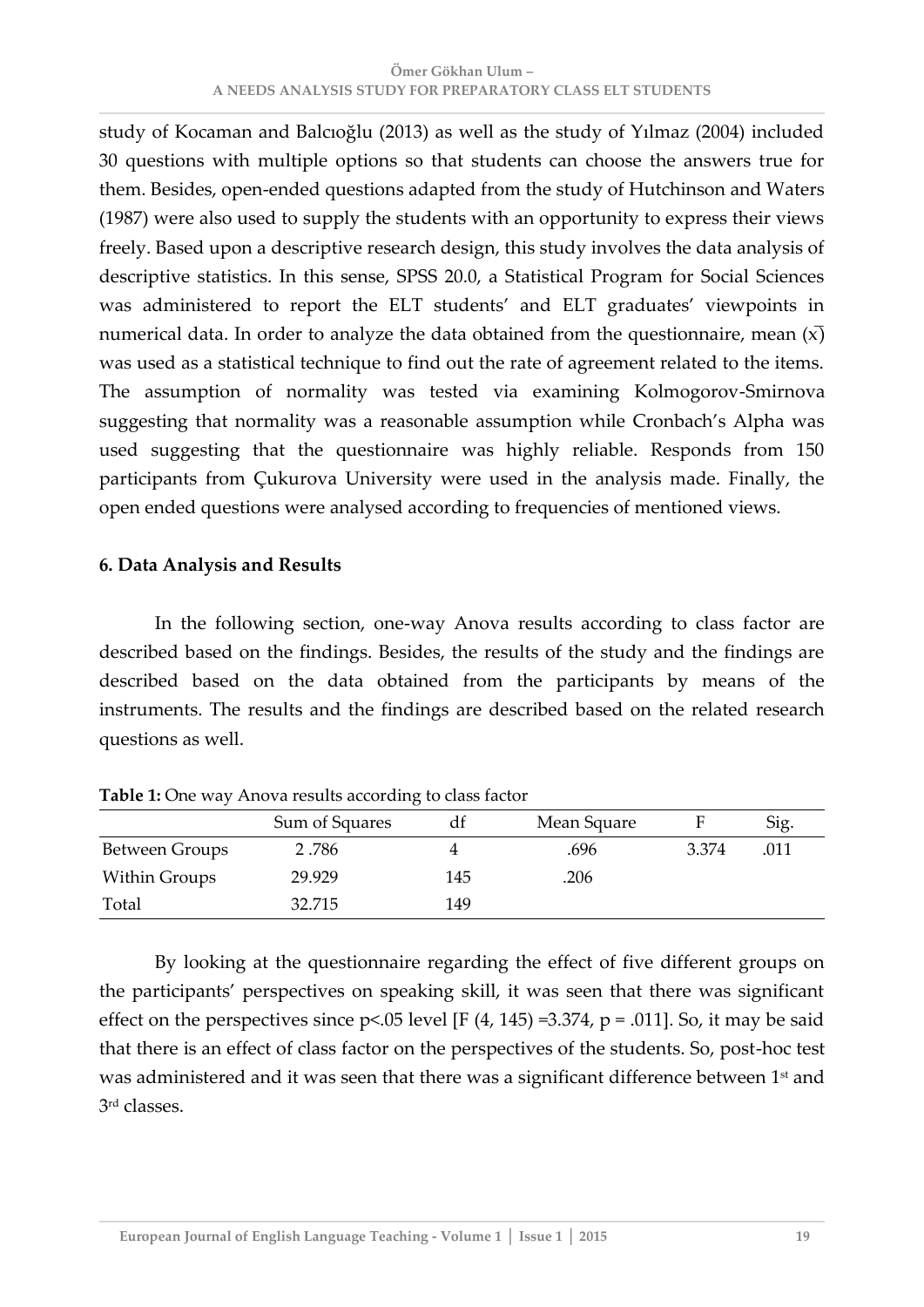study of Kocaman and Balcıoğlu (2013) as well as the study of Yılmaz (2004) included 30 questions with multiple options so that students can choose the answers true for them. Besides, open-ended questions adapted from the study of Hutchinson and Waters (1987) were also used to supply the students with an opportunity to express their views freely. Based upon a descriptive research design, this study involves the data analysis of descriptive statistics. In this sense, SPSS 20.0, a Statistical Program for Social Sciences was administered to report the ELT students' and ELT graduates' viewpoints in numerical data. In order to analyze the data obtained from the questionnaire, mean ($\bar{x}$) was used as a statistical technique to find out the rate of agreement related to the items. The assumption of normality was tested via examining Kolmogorov-Smirnova suggesting that normality was a reasonable assumption while Cronbach's Alpha was used suggesting that the questionnaire was highly reliable. Responds from 150 participants from Çukurova University were used in the analysis made. Finally, the open ended questions were analysed according to frequencies of mentioned views.

## 6. Data Analysis and Results

In the following section, one-way Anova results according to class factor are described based on the findings. Besides, the results of the study and the findings are described based on the data obtained from the participants by means of the instruments. The results and the findings are described based on the related research questions as well.

**Table 1:** One way Anova results according to class factor

| | Sum of Squares | df | Mean Square | F | Sig. |
|---|---|---|---|---|---|
| Between Groups | 2 .786 | 4 | .696 | 3.374 | .011 |
| Within Groups | 29.929 | 145 | .206 | | |
| Total | 32.715 | 149 | | | |

By looking at the questionnaire regarding the effect of five different groups on the participants' perspectives on speaking skill, it was seen that there was significant effect on the perspectives since $p<.05$ level [$F (4, 145) = 3.374$, $p = .011$]. So, it may be said that there is an effect of class factor on the perspectives of the students. So, post-hoc test was administered and it was seen that there was a significant difference between 1st and 3rd classes.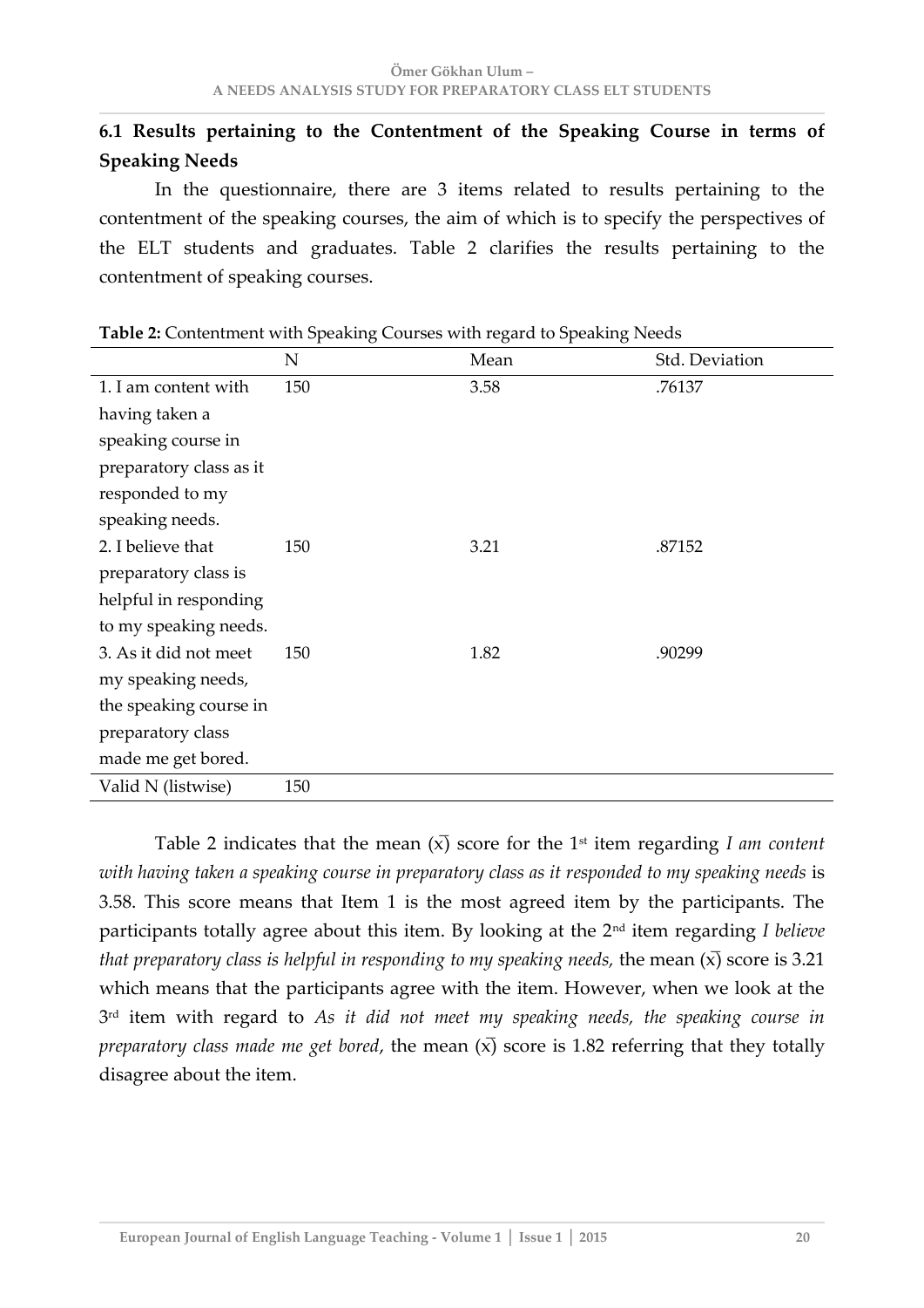### 6.1 Results pertaining to the Contentment of the Speaking Course in terms of Speaking Needs

In the questionnaire, there are 3 items related to results pertaining to the contentment of the speaking courses, the aim of which is to specify the perspectives of the ELT students and graduates. Table 2 clarifies the results pertaining to the contentment of speaking courses.

**Table 2:** Contentment with Speaking Courses with regard to Speaking Needs

| | N | Mean | Std. Deviation |
|---|---|---|---|
| 1. I am content with having taken a speaking course in preparatory class as it responded to my speaking needs. | 150 | 3.58 | .76137 |
| 2. I believe that preparatory class is helpful in responding to my speaking needs. | 150 | 3.21 | .87152 |
| 3. As it did not meet my speaking needs, the speaking course in preparatory class made me get bored. | 150 | 1.82 | .90299 |
| Valid N (listwise) | 150 | | |

Table 2 indicates that the mean ($\bar{x}$) score for the 1st item regarding *I am content with having taken a speaking course in preparatory class as it responded to my speaking needs* is 3.58. This score means that Item 1 is the most agreed item by the participants. The participants totally agree about this item. By looking at the 2nd item regarding *I believe that preparatory class is helpful in responding to my speaking needs,* the mean ($\bar{x}$) score is 3.21 which means that the participants agree with the item. However, when we look at the 3rd item with regard to *As it did not meet my speaking needs, the speaking course in preparatory class made me get bored*, the mean ($\bar{x}$) score is 1.82 referring that they totally disagree about the item.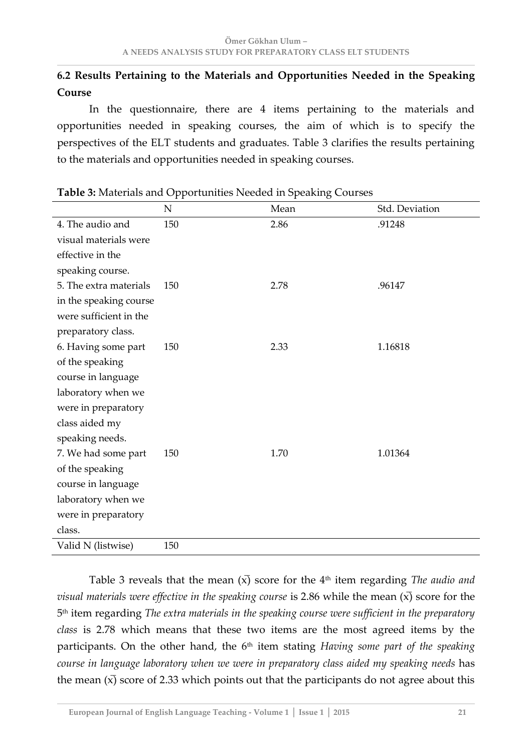## 6.2 Results Pertaining to the Materials and Opportunities Needed in the Speaking Course

In the questionnaire, there are 4 items pertaining to the materials and opportunities needed in speaking courses, the aim of which is to specify the perspectives of the ELT students and graduates. Table 3 clarifies the results pertaining to the materials and opportunities needed in speaking courses.

**Table 3:** Materials and Opportunities Needed in Speaking Courses

| | N | Mean | Std. Deviation |
|---|---|---|---|
| 4. The audio and visual materials were effective in the speaking course. | 150 | 2.86 | .91248 |
| 5. The extra materials in the speaking course were sufficient in the preparatory class. | 150 | 2.78 | .96147 |
| 6. Having some part of the speaking course in language laboratory when we were in preparatory class aided my speaking needs. | 150 | 2.33 | 1.16818 |
| 7. We had some part of the speaking course in language laboratory when we were in preparatory class. | 150 | 1.70 | 1.01364 |
| Valid N (listwise) | 150 | | |

Table 3 reveals that the mean ($\bar{x}$) score for the 4th item regarding *The audio and visual materials were effective in the speaking course* is 2.86 while the mean ($\bar{x}$) score for the 5th item regarding *The extra materials in the speaking course were sufficient in the preparatory class* is 2.78 which means that these two items are the most agreed items by the participants. On the other hand, the 6th item stating *Having some part of the speaking course in language laboratory when we were in preparatory class aided my speaking needs* has the mean ($\bar{x}$) score of 2.33 which points out that the participants do not agree about this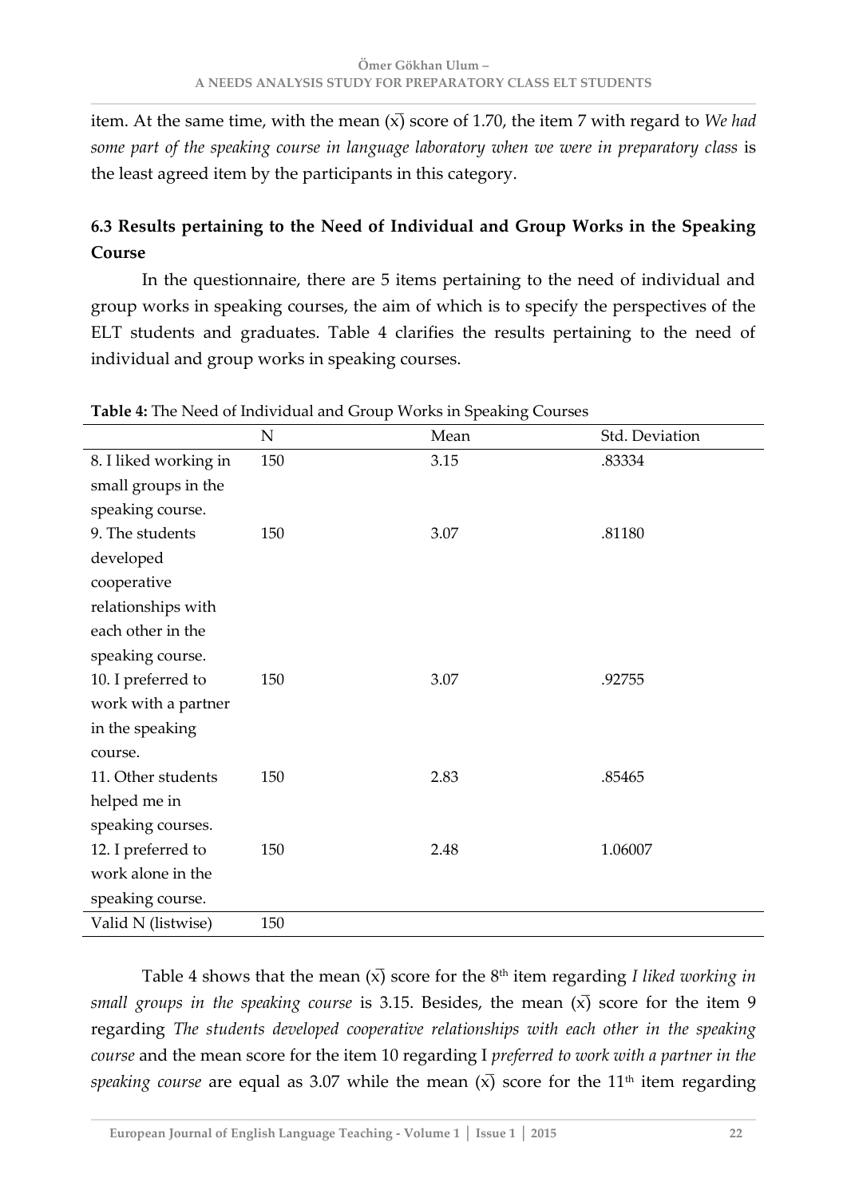item. At the same time, with the mean ($\bar{x}$) score of 1.70, the item 7 with regard to *We had some part of the speaking course in language laboratory when we were in preparatory class* is the least agreed item by the participants in this category.

### 6.3 Results pertaining to the Need of Individual and Group Works in the Speaking Course

In the questionnaire, there are 5 items pertaining to the need of individual and group works in speaking courses, the aim of which is to specify the perspectives of the ELT students and graduates. Table 4 clarifies the results pertaining to the need of individual and group works in speaking courses.

**Table 4:** The Need of Individual and Group Works in Speaking Courses

| | N | Mean | Std. Deviation |
|---|---|---|---|
| 8. I liked working in small groups in the speaking course. | 150 | 3.15 | .83334 |
| 9. The students developed cooperative relationships with each other in the speaking course. | 150 | 3.07 | .81180 |
| 10. I preferred to work with a partner in the speaking course. | 150 | 3.07 | .92755 |
| 11. Other students helped me in speaking courses. | 150 | 2.83 | .85465 |
| 12. I preferred to work alone in the speaking course. | 150 | 2.48 | 1.06007 |
| Valid N (listwise) | 150 | | |

Table 4 shows that the mean ($\bar{x}$) score for the 8th item regarding *I liked working in small groups in the speaking course* is 3.15. Besides, the mean ($\bar{x}$) score for the item 9 regarding *The students developed cooperative relationships with each other in the speaking course* and the mean score for the item 10 regarding I *preferred to work with a partner in the speaking course* are equal as 3.07 while the mean ($\bar{x}$) score for the 11th item regarding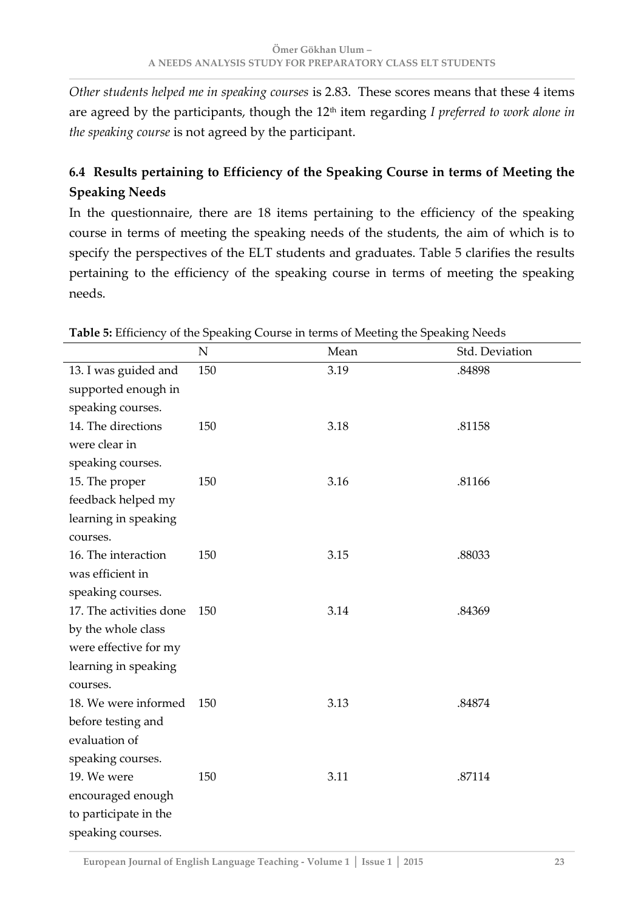*Other students helped me in speaking courses* is 2.83. These scores means that these 4 items are agreed by the participants, though the 12th item regarding *I preferred to work alone in the speaking course* is not agreed by the participant.

### 6.4 Results pertaining to Efficiency of the Speaking Course in terms of Meeting the Speaking Needs

In the questionnaire, there are 18 items pertaining to the efficiency of the speaking course in terms of meeting the speaking needs of the students, the aim of which is to specify the perspectives of the ELT students and graduates. Table 5 clarifies the results pertaining to the efficiency of the speaking course in terms of meeting the speaking needs.

**Table 5:** Efficiency of the Speaking Course in terms of Meeting the Speaking Needs

| | N | Mean | Std. Deviation |
|---|---|---|---|
| 13. I was guided and supported enough in speaking courses. | 150 | 3.19 | .84898 |
| 14. The directions were clear in speaking courses. | 150 | 3.18 | .81158 |
| 15. The proper feedback helped my learning in speaking courses. | 150 | 3.16 | .81166 |
| 16. The interaction was efficient in speaking courses. | 150 | 3.15 | .88033 |
| 17. The activities done by the whole class were effective for my learning in speaking courses. | 150 | 3.14 | .84369 |
| 18. We were informed before testing and evaluation of speaking courses. | 150 | 3.13 | .84874 |
| 19. We were encouraged enough to participate in the speaking courses. | 150 | 3.11 | .87114 |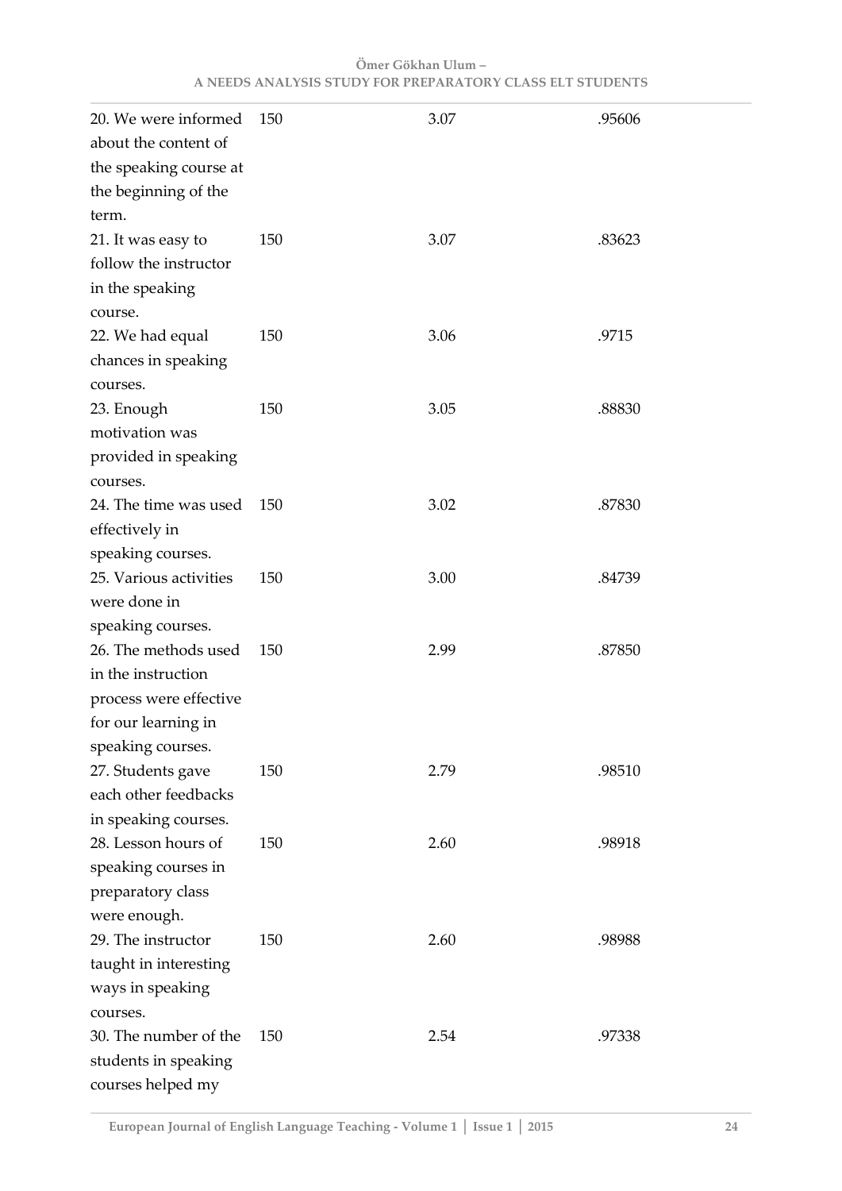| | | | |
|---|---|---|---|
| 20. We were informed about the content of the speaking course at the beginning of the term. | 150 | 3.07 | .95606 |
| 21. It was easy to follow the instructor in the speaking course. | 150 | 3.07 | .83623 |
| 22. We had equal chances in speaking courses. | 150 | 3.06 | .9715 |
| 23. Enough motivation was provided in speaking courses. | 150 | 3.05 | .88830 |
| 24. The time was used effectively in speaking courses. | 150 | 3.02 | .87830 |
| 25. Various activities were done in speaking courses. | 150 | 3.00 | .84739 |
| 26. The methods used in the instruction process were effective for our learning in speaking courses. | 150 | 2.99 | .87850 |
| 27. Students gave each other feedbacks in speaking courses. | 150 | 2.79 | .98510 |
| 28. Lesson hours of speaking courses in preparatory class were enough. | 150 | 2.60 | .98918 |
| 29. The instructor taught in interesting ways in speaking courses. | 150 | 2.60 | .98988 |
| 30. The number of the students in speaking courses helped my | 150 | 2.54 | .97338 |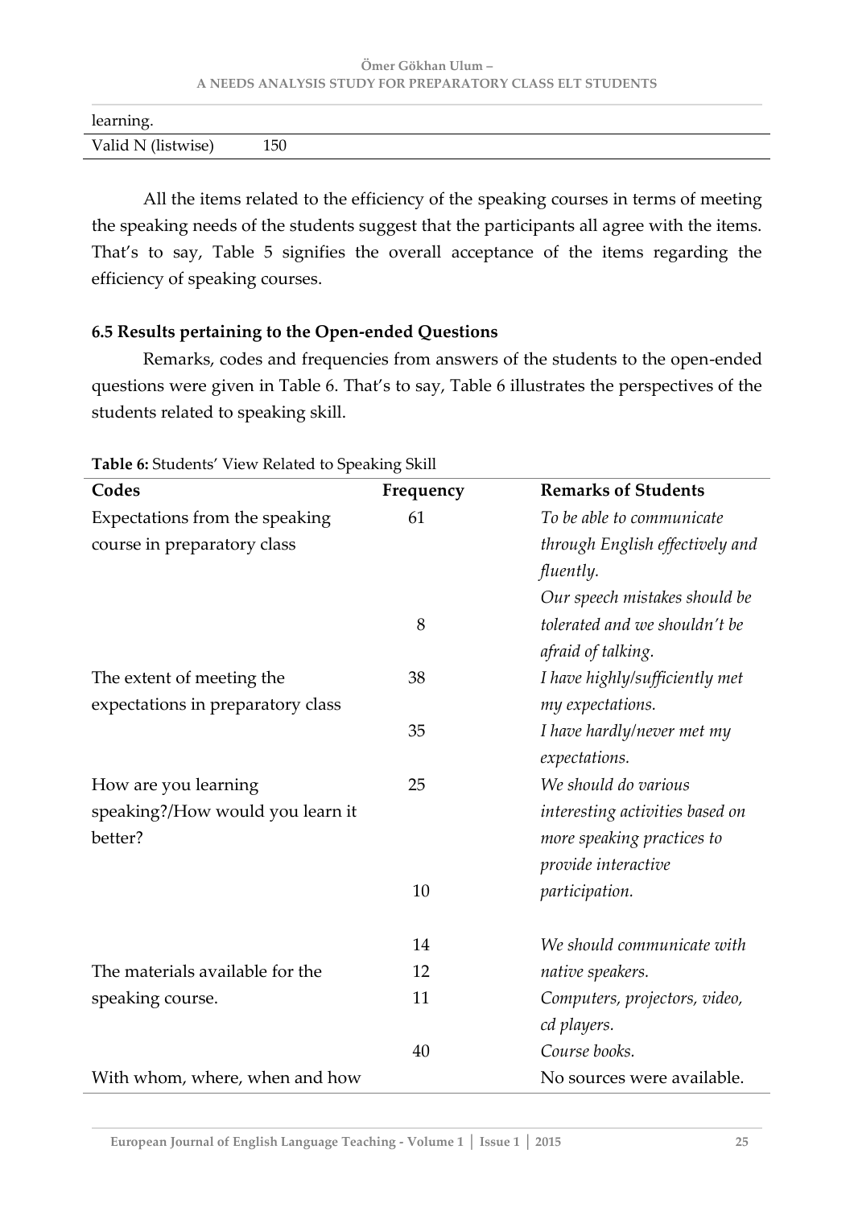| | |
|---|---|
| learning. | |
| Valid N (listwise) | 150 |

All the items related to the efficiency of the speaking courses in terms of meeting the speaking needs of the students suggest that the participants all agree with the items. That's to say, Table 5 signifies the overall acceptance of the items regarding the efficiency of speaking courses.

### 6.5 Results pertaining to the Open-ended Questions

Remarks, codes and frequencies from answers of the students to the open-ended questions were given in Table 6. That's to say, Table 6 illustrates the perspectives of the students related to speaking skill.

**Table 6:** Students' View Related to Speaking Skill

| Codes | Frequency | Remarks of Students |
|---|---|---|
| Expectations from the speaking course in preparatory class | 61 | *To be able to communicate through English effectively and fluently.* |
| | 8 | *Our speech mistakes should be tolerated and we shouldn't be afraid of talking.* |
| The extent of meeting the expectations in preparatory class | 38 | *I have highly/sufficiently met my expectations.* |
| | 35 | *I have hardly/never met my expectations.* |
| How are you learning speaking?/How would you learn it better? | 25 | *We should do various interesting activities based on more speaking practices to provide interactive* |
| | 10 | *participation.* |
| | 14 | *We should communicate with* |
| The materials available for the speaking course. | 12 | *native speakers.* |
| | 11 | *Computers, projectors, video, cd players.* |
| | 40 | *Course books.* |
| With whom, where, when and how | | No sources were available. |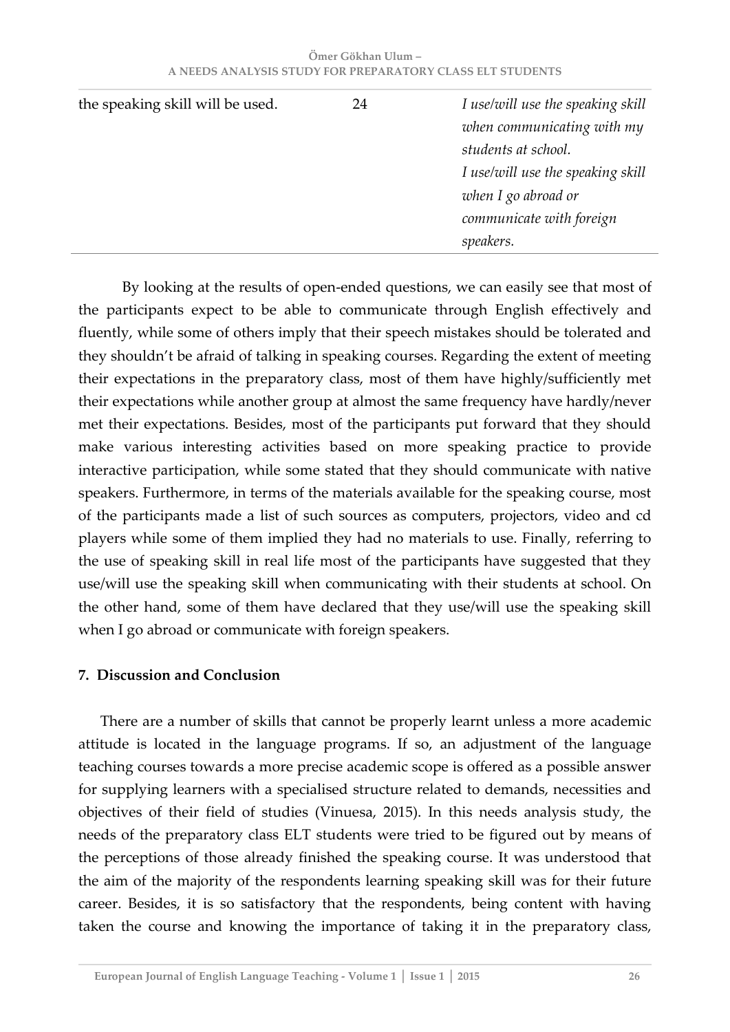| | | |
|---|---|---|
| the speaking skill will be used. | 24 | *I use/will use the speaking skill when communicating with my students at school.* *I use/will use the speaking skill when I go abroad or communicate with foreign speakers.* |

By looking at the results of open-ended questions, we can easily see that most of the participants expect to be able to communicate through English effectively and fluently, while some of others imply that their speech mistakes should be tolerated and they shouldn't be afraid of talking in speaking courses. Regarding the extent of meeting their expectations in the preparatory class, most of them have highly/sufficiently met their expectations while another group at almost the same frequency have hardly/never met their expectations. Besides, most of the participants put forward that they should make various interesting activities based on more speaking practice to provide interactive participation, while some stated that they should communicate with native speakers. Furthermore, in terms of the materials available for the speaking course, most of the participants made a list of such sources as computers, projectors, video and cd players while some of them implied they had no materials to use. Finally, referring to the use of speaking skill in real life most of the participants have suggested that they use/will use the speaking skill when communicating with their students at school. On the other hand, some of them have declared that they use/will use the speaking skill when I go abroad or communicate with foreign speakers.

## 7. Discussion and Conclusion

There are a number of skills that cannot be properly learnt unless a more academic attitude is located in the language programs. If so, an adjustment of the language teaching courses towards a more precise academic scope is offered as a possible answer for supplying learners with a specialised structure related to demands, necessities and objectives of their field of studies (Vinuesa, 2015). In this needs analysis study, the needs of the preparatory class ELT students were tried to be figured out by means of the perceptions of those already finished the speaking course. It was understood that the aim of the majority of the respondents learning speaking skill was for their future career. Besides, it is so satisfactory that the respondents, being content with having taken the course and knowing the importance of taking it in the preparatory class,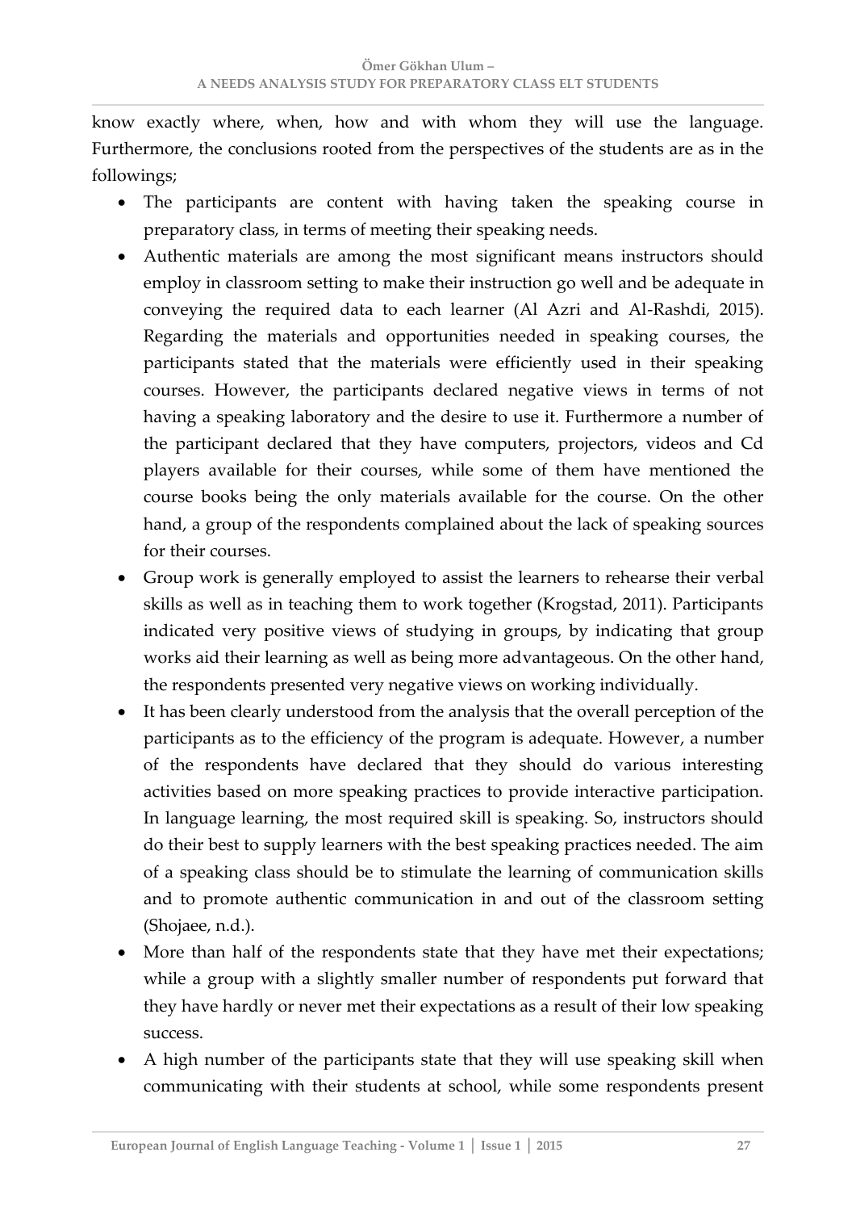know exactly where, when, how and with whom they will use the language. Furthermore, the conclusions rooted from the perspectives of the students are as in the followings;

- The participants are content with having taken the speaking course in preparatory class, in terms of meeting their speaking needs.
- Authentic materials are among the most significant means instructors should employ in classroom setting to make their instruction go well and be adequate in conveying the required data to each learner (Al Azri and Al-Rashdi, 2015). Regarding the materials and opportunities needed in speaking courses, the participants stated that the materials were efficiently used in their speaking courses. However, the participants declared negative views in terms of not having a speaking laboratory and the desire to use it. Furthermore a number of the participant declared that they have computers, projectors, videos and Cd players available for their courses, while some of them have mentioned the course books being the only materials available for the course. On the other hand, a group of the respondents complained about the lack of speaking sources for their courses.
- Group work is generally employed to assist the learners to rehearse their verbal skills as well as in teaching them to work together (Krogstad, 2011). Participants indicated very positive views of studying in groups, by indicating that group works aid their learning as well as being more advantageous. On the other hand, the respondents presented very negative views on working individually.
- It has been clearly understood from the analysis that the overall perception of the participants as to the efficiency of the program is adequate. However, a number of the respondents have declared that they should do various interesting activities based on more speaking practices to provide interactive participation. In language learning, the most required skill is speaking. So, instructors should do their best to supply learners with the best speaking practices needed. The aim of a speaking class should be to stimulate the learning of communication skills and to promote authentic communication in and out of the classroom setting (Shojaee, n.d.).
- More than half of the respondents state that they have met their expectations; while a group with a slightly smaller number of respondents put forward that they have hardly or never met their expectations as a result of their low speaking success.
- A high number of the participants state that they will use speaking skill when communicating with their students at school, while some respondents present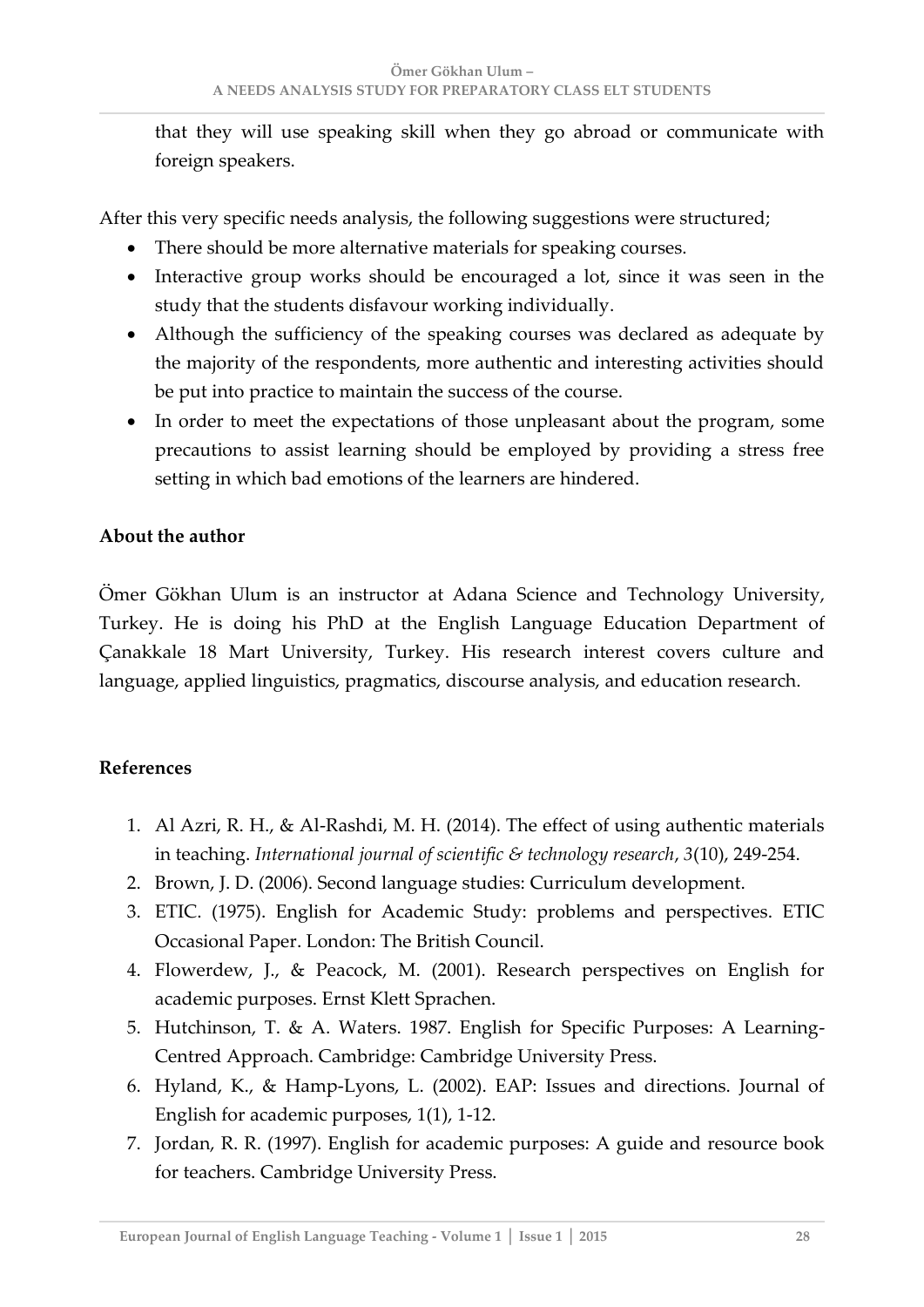that they will use speaking skill when they go abroad or communicate with foreign speakers.

After this very specific needs analysis, the following suggestions were structured;

- There should be more alternative materials for speaking courses.
- Interactive group works should be encouraged a lot, since it was seen in the study that the students disfavour working individually.
- Although the sufficiency of the speaking courses was declared as adequate by the majority of the respondents, more authentic and interesting activities should be put into practice to maintain the success of the course.
- In order to meet the expectations of those unpleasant about the program, some precautions to assist learning should be employed by providing a stress free setting in which bad emotions of the learners are hindered.

## About the author

Ömer Gökhan Ulum is an instructor at Adana Science and Technology University, Turkey. He is doing his PhD at the English Language Education Department of Çanakkale 18 Mart University, Turkey. His research interest covers culture and language, applied linguistics, pragmatics, discourse analysis, and education research.

## References

1. Al Azri, R. H., & Al-Rashdi, M. H. (2014). The effect of using authentic materials in teaching. *International journal of scientific & technology research*, *3*(10), 249-254.
2. Brown, J. D. (2006). Second language studies: Curriculum development.
3. ETIC. (1975). English for Academic Study: problems and perspectives. ETIC Occasional Paper. London: The British Council.
4. Flowerdew, J., & Peacock, M. (2001). Research perspectives on English for academic purposes. Ernst Klett Sprachen.
5. Hutchinson, T. & A. Waters. 1987. English for Specific Purposes: A Learning-Centred Approach. Cambridge: Cambridge University Press.
6. Hyland, K., & Hamp-Lyons, L. (2002). EAP: Issues and directions. Journal of English for academic purposes, 1(1), 1-12.
7. Jordan, R. R. (1997). English for academic purposes: A guide and resource book for teachers. Cambridge University Press.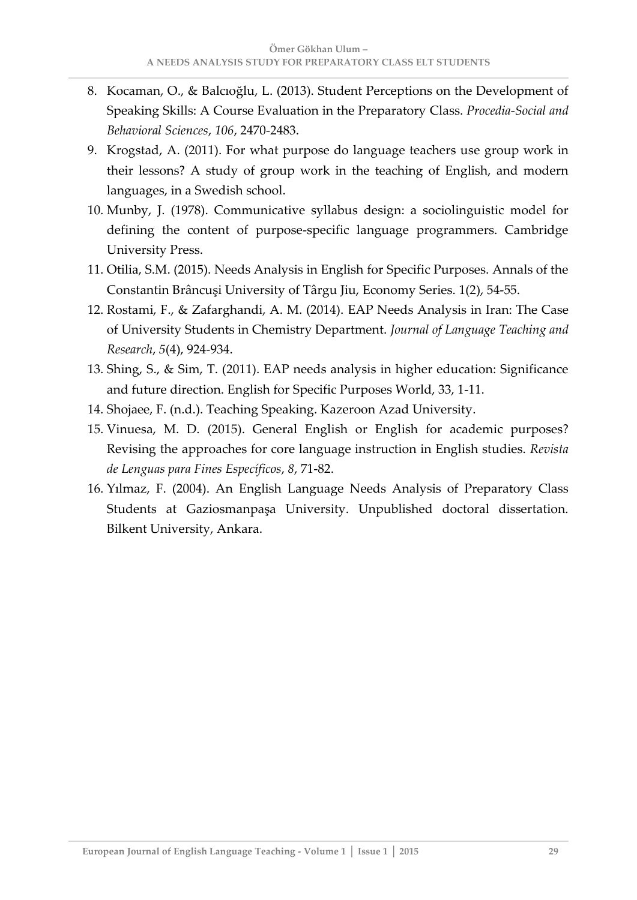8. Kocaman, O., & Balcıoğlu, L. (2013). Student Perceptions on the Development of Speaking Skills: A Course Evaluation in the Preparatory Class. *Procedia-Social and Behavioral Sciences*, *106*, 2470-2483.
9. Krogstad, A. (2011). For what purpose do language teachers use group work in their lessons? A study of group work in the teaching of English, and modern languages, in a Swedish school.
10. Munby, J. (1978). Communicative syllabus design: a sociolinguistic model for defining the content of purpose-specific language programmers. Cambridge University Press.
11. Otilia, S.M. (2015). Needs Analysis in English for Specific Purposes. Annals of the Constantin Brâncuşi University of Târgu Jiu, Economy Series. 1(2), 54-55.
12. Rostami, F., & Zafarghandi, A. M. (2014). EAP Needs Analysis in Iran: The Case of University Students in Chemistry Department. *Journal of Language Teaching and Research*, *5*(4), 924-934.
13. Shing, S., & Sim, T. (2011). EAP needs analysis in higher education: Significance and future direction. English for Specific Purposes World, 33, 1-11.
14. Shojaee, F. (n.d.). Teaching Speaking. Kazeroon Azad University.
15. Vinuesa, M. D. (2015). General English or English for academic purposes? Revising the approaches for core language instruction in English studies. *Revista de Lenguas para Fines Específicos*, *8*, 71-82.
16. Yılmaz, F. (2004). An English Language Needs Analysis of Preparatory Class Students at Gaziosmanpaşa University. Unpublished doctoral dissertation. Bilkent University, Ankara.